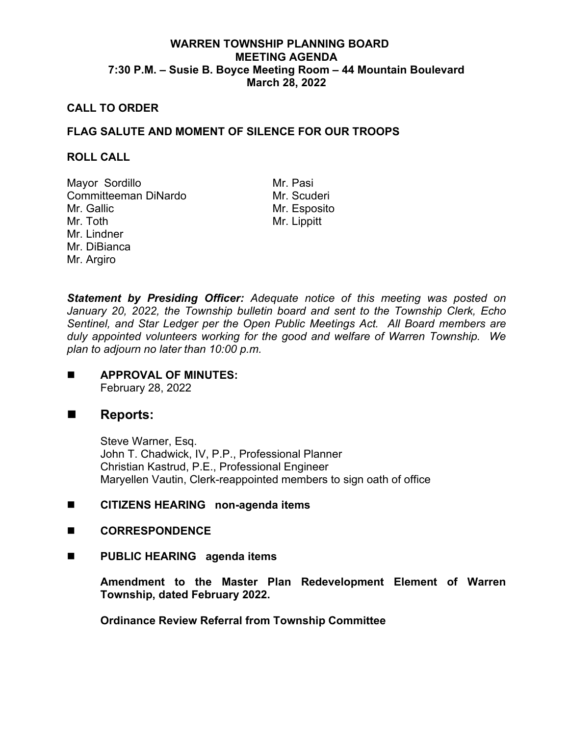# WARREN TOWNSHIP PLANNING BOARD
## MEETING AGENDA
### 7:30 P.M. – Susie B. Boyce Meeting Room – 44 Mountain Boulevard
### March 28, 2022

**CALL TO ORDER**

**FLAG SALUTE AND MOMENT OF SILENCE FOR OUR TROOPS**

**ROLL CALL**

Mayor Sordillo
Committeeman DiNardo
Mr. Gallic
Mr. Toth
Mr. Lindner
Mr. DiBianca
Mr. Argiro
Mr. Pasi
Mr. Scuderi
Mr. Esposito
Mr. Lippitt

***Statement by Presiding Officer:*** *Adequate notice of this meeting was posted on January 20, 2022, the Township bulletin board and sent to the Township Clerk, Echo Sentinel, and Star Ledger per the Open Public Meetings Act. All Board members are duly appointed volunteers working for the good and welfare of Warren Township. We plan to adjourn no later than 10:00 p.m.*

- **APPROVAL OF MINUTES:**
  February 28, 2022

- **Reports:**

  Steve Warner, Esq.
  John T. Chadwick, IV, P.P., Professional Planner
  Christian Kastrud, P.E., Professional Engineer
  Maryellen Vautin, Clerk-reappointed members to sign oath of office

- **CITIZENS HEARING non-agenda items**

- **CORRESPONDENCE**

- **PUBLIC HEARING agenda items**

  **Amendment to the Master Plan Redevelopment Element of Warren Township, dated February 2022.**

  **Ordinance Review Referral from Township Committee**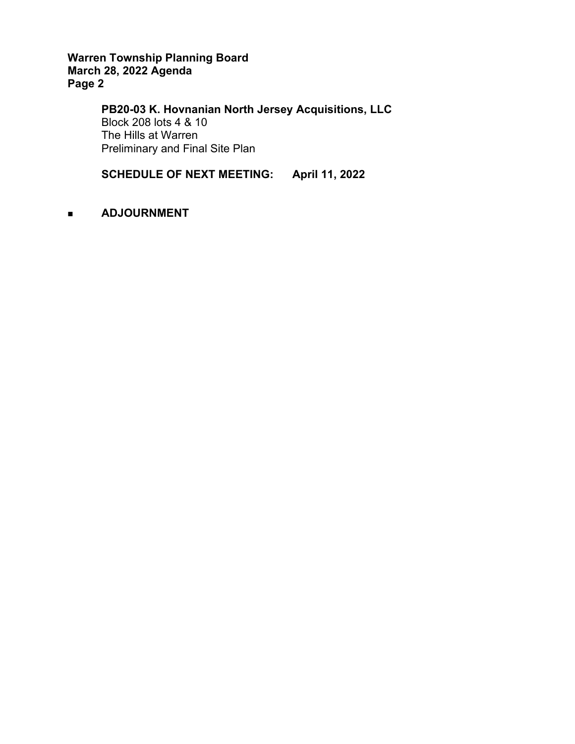**PB20-03 K. Hovnanian North Jersey Acquisitions, LLC**
Block 208 lots 4 & 10
The Hills at Warren
Preliminary and Final Site Plan

**SCHEDULE OF NEXT MEETING: April 11, 2022**

- **ADJOURNMENT**